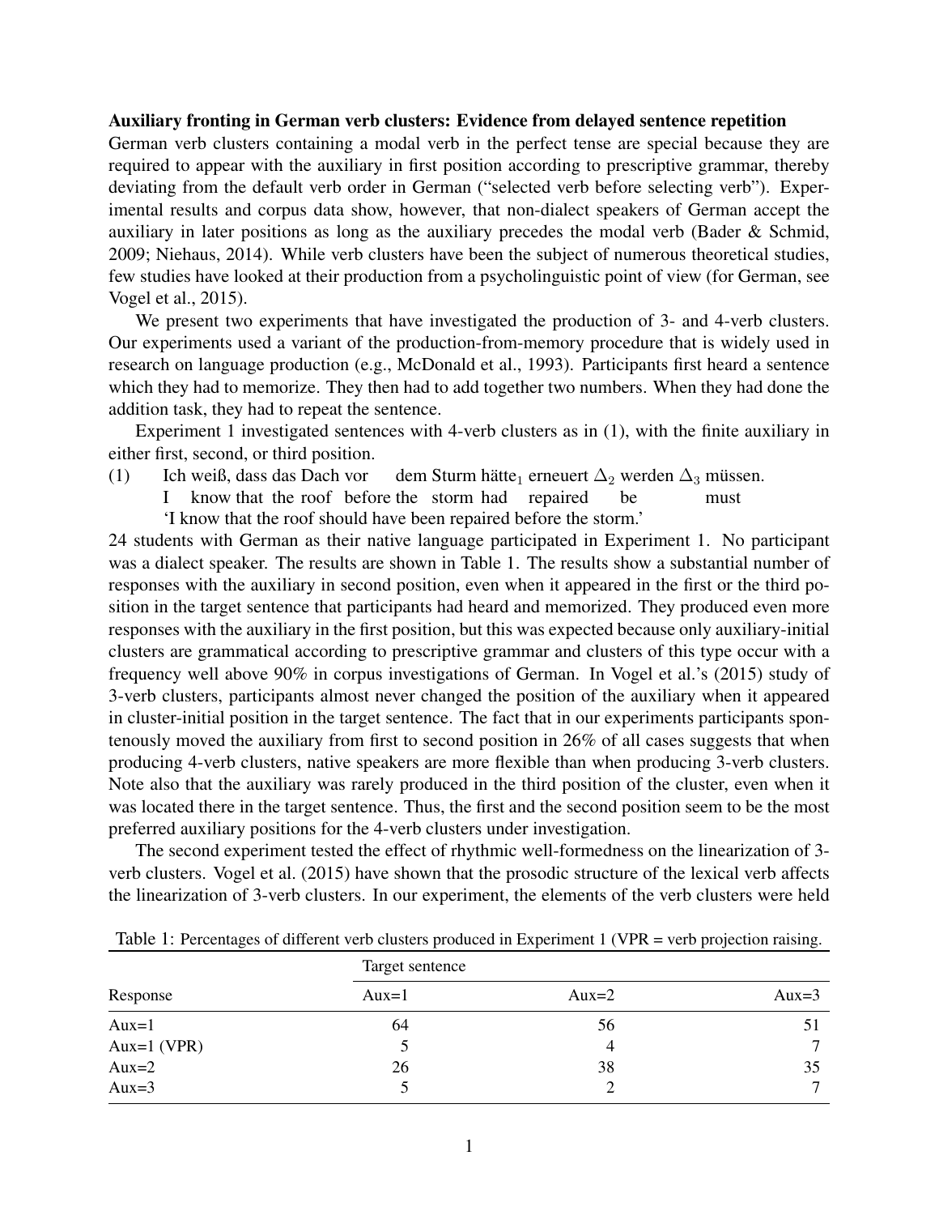**Auxiliary fronting in German verb clusters: Evidence from delayed sentence repetition**

German verb clusters containing a modal verb in the perfect tense are special because they are required to appear with the auxiliary in first position according to prescriptive grammar, thereby deviating from the default verb order in German ("selected verb before selecting verb"). Experimental results and corpus data show, however, that non-dialect speakers of German accept the auxiliary in later positions as long as the auxiliary precedes the modal verb (Bader & Schmid, 2009; Niehaus, 2014). While verb clusters have been the subject of numerous theoretical studies, few studies have looked at their production from a psycholinguistic point of view (for German, see Vogel et al., 2015).

We present two experiments that have investigated the production of 3- and 4-verb clusters. Our experiments used a variant of the production-from-memory procedure that is widely used in research on language production (e.g., McDonald et al., 1993). Participants first heard a sentence which they had to memorize. They then had to add together two numbers. When they had done the addition task, they had to repeat the sentence.

Experiment 1 investigated sentences with 4-verb clusters as in (1), with the finite auxiliary in either first, second, or third position.

(1) Ich weiß, dass das Dach vor dem Sturm hätte$_1$ erneuert $\Delta_2$ werden $\Delta_3$ müssen.
I know that the roof before the storm had repaired be must
'I know that the roof should have been repaired before the storm.'

24 students with German as their native language participated in Experiment 1. No participant was a dialect speaker. The results are shown in Table 1. The results show a substantial number of responses with the auxiliary in second position, even when it appeared in the first or the third position in the target sentence that participants had heard and memorized. They produced even more responses with the auxiliary in the first position, but this was expected because only auxiliary-initial clusters are grammatical according to prescriptive grammar and clusters of this type occur with a frequency well above 90% in corpus investigations of German. In Vogel et al.'s (2015) study of 3-verb clusters, participants almost never changed the position of the auxiliary when it appeared in cluster-initial position in the target sentence. The fact that in our experiments participants spontenously moved the auxiliary from first to second position in 26% of all cases suggests that when producing 4-verb clusters, native speakers are more flexible than when producing 3-verb clusters. Note also that the auxiliary was rarely produced in the third position of the cluster, even when it was located there in the target sentence. Thus, the first and the second position seem to be the most preferred auxiliary positions for the 4-verb clusters under investigation.

The second experiment tested the effect of rhythmic well-formedness on the linearization of 3-verb clusters. Vogel et al. (2015) have shown that the prosodic structure of the lexical verb affects the linearization of 3-verb clusters. In our experiment, the elements of the verb clusters were held

Table 1: Percentages of different verb clusters produced in Experiment 1 (VPR = verb projection raising.

| Response | Target sentence | | |
|---|---|---|---|
| | Aux=1 | Aux=2 | Aux=3 |
| Aux=1 | 64 | 56 | 51 |
| Aux=1 (VPR) | 5 | 4 | 7 |
| Aux=2 | 26 | 38 | 35 |
| Aux=3 | 5 | 2 | 7 |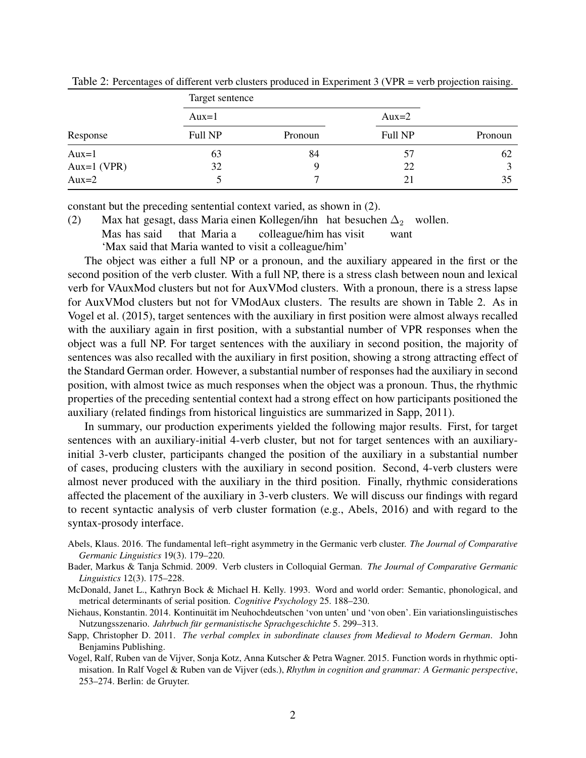Table 2: Percentages of different verb clusters produced in Experiment 3 (VPR = verb projection raising.

| | Target sentence | | | |
|---|---|---|---|---|
| | Aux=1 | | Aux=2 | |
| Response | Full NP | Pronoun | Full NP | Pronoun |
| Aux=1 | 63 | 84 | 57 | 62 |
| Aux=1 (VPR) | 32 | 9 | 22 | 3 |
| Aux=2 | 5 | 7 | 21 | 35 |

constant but the preceding sentential context varied, as shown in (2).

(2) Max hat gesagt, dass Maria einen Kollegen/ihn hat besuchen $\Delta_2$ wollen.
Mas has said that Maria a colleague/him has visit want
'Max said that Maria wanted to visit a colleague/him'

The object was either a full NP or a pronoun, and the auxiliary appeared in the first or the second position of the verb cluster. With a full NP, there is a stress clash between noun and lexical verb for VAuxMod clusters but not for AuxVMod clusters. With a pronoun, there is a stress lapse for AuxVMod clusters but not for VModAux clusters. The results are shown in Table 2. As in Vogel et al. (2015), target sentences with the auxiliary in first position were almost always recalled with the auxiliary again in first position, with a substantial number of VPR responses when the object was a full NP. For target sentences with the auxiliary in second position, the majority of sentences was also recalled with the auxiliary in first position, showing a strong attracting effect of the Standard German order. However, a substantial number of responses had the auxiliary in second position, with almost twice as much responses when the object was a pronoun. Thus, the rhythmic properties of the preceding sentential context had a strong effect on how participants positioned the auxiliary (related findings from historical linguistics are summarized in Sapp, 2011).

In summary, our production experiments yielded the following major results. First, for target sentences with an auxiliary-initial 4-verb cluster, but not for target sentences with an auxiliary-initial 3-verb cluster, participants changed the position of the auxiliary in a substantial number of cases, producing clusters with the auxiliary in second position. Second, 4-verb clusters were almost never produced with the auxiliary in the third position. Finally, rhythmic considerations affected the placement of the auxiliary in 3-verb clusters. We will discuss our findings with regard to recent syntactic analysis of verb cluster formation (e.g., Abels, 2016) and with regard to the syntax-prosody interface.

Abels, Klaus. 2016. The fundamental left–right asymmetry in the Germanic verb cluster. *The Journal of Comparative Germanic Linguistics* 19(3). 179–220.

Bader, Markus & Tanja Schmid. 2009. Verb clusters in Colloquial German. *The Journal of Comparative Germanic Linguistics* 12(3). 175–228.

McDonald, Janet L., Kathryn Bock & Michael H. Kelly. 1993. Word and world order: Semantic, phonological, and metrical determinants of serial position. *Cognitive Psychology* 25. 188–230.

Niehaus, Konstantin. 2014. Kontinuität im Neuhochdeutschen 'von unten' und 'von oben'. Ein variationslinguistisches Nutzungsszenario. *Jahrbuch für germanistische Sprachgeschichte* 5. 299–313.

Sapp, Christopher D. 2011. *The verbal complex in subordinate clauses from Medieval to Modern German*. John Benjamins Publishing.

Vogel, Ralf, Ruben van de Vijver, Sonja Kotz, Anna Kutscher & Petra Wagner. 2015. Function words in rhythmic optimisation. In Ralf Vogel & Ruben van de Vijver (eds.), *Rhythm in cognition and grammar: A Germanic perspective*, 253–274. Berlin: de Gruyter.